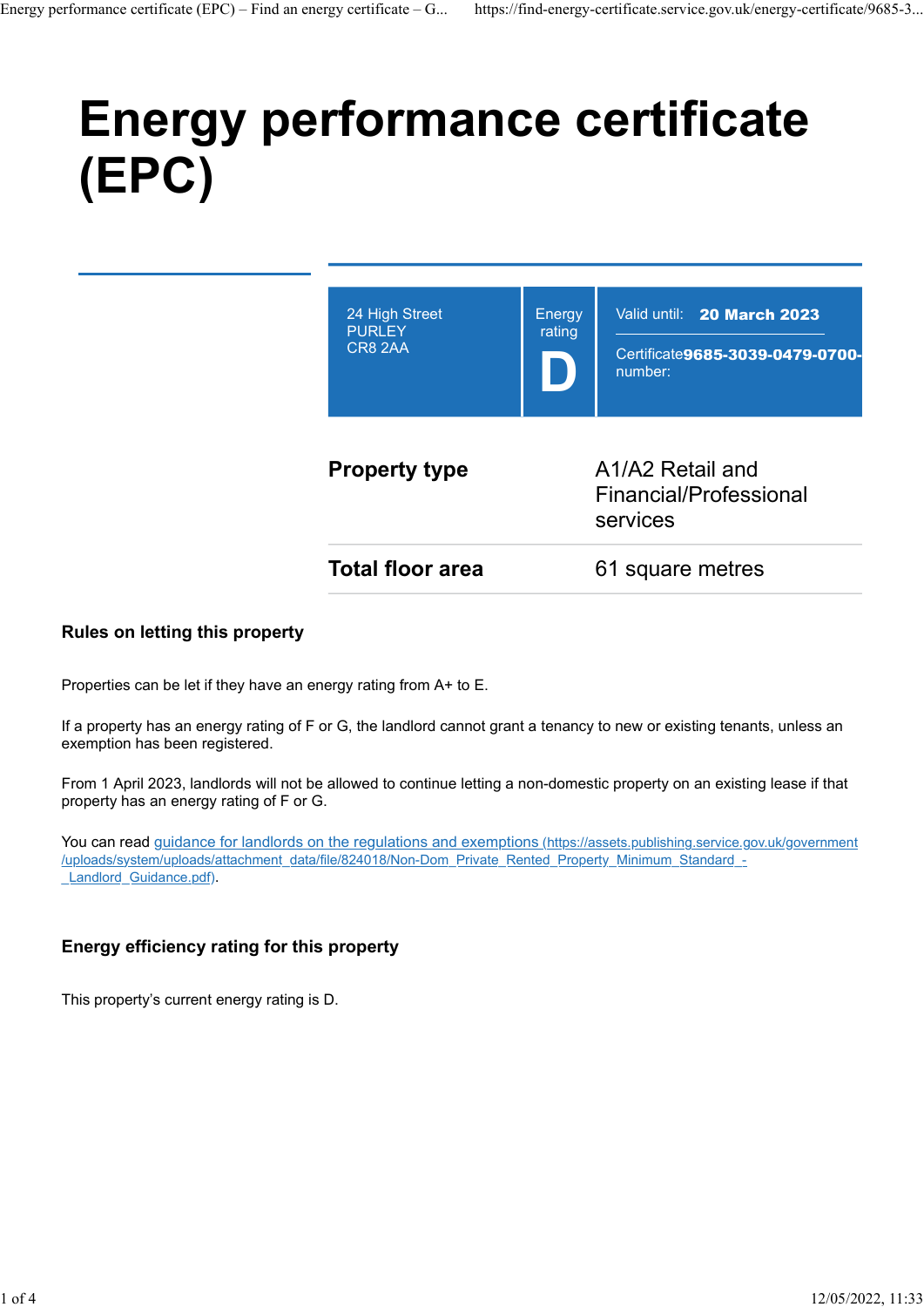# Energy performance certificate (EPC)

| 24 High Street<br>PURLEY<br>CR8 2AA | Energy rating<br>**D** | Valid until: **20 March 2023**<br>Certificate number: **9685-3039-0479-0700-** |
|---|---|---|

| | |
|---|---|
| **Property type** | A1/A2 Retail and Financial/Professional services |
| **Total floor area** | 61 square metres |

### Rules on letting this property

Properties can be let if they have an energy rating from A+ to E.

If a property has an energy rating of F or G, the landlord cannot grant a tenancy to new or existing tenants, unless an exemption has been registered.

From 1 April 2023, landlords will not be allowed to continue letting a non-domestic property on an existing lease if that property has an energy rating of F or G.

You can read [guidance for landlords on the regulations and exemptions](https://assets.publishing.service.gov.uk/government/uploads/system/uploads/attachment_data/file/824018/Non-Dom_Private_Rented_Property_Minimum_Standard_-_Landlord_Guidance.pdf) (https://assets.publishing.service.gov.uk/government/uploads/system/uploads/attachment_data/file/824018/Non-Dom_Private_Rented_Property_Minimum_Standard_-_Landlord_Guidance.pdf).

### Energy efficiency rating for this property

This property's current energy rating is D.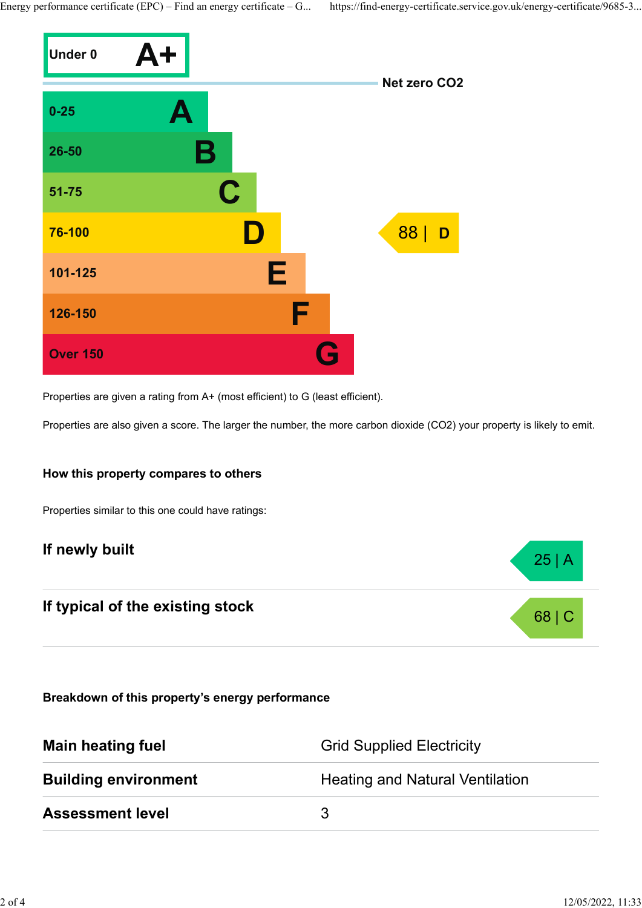| Score | Rating |
| --- | --- |
| Under 0 | A+ |
| 0-25 | A |
| 26-50 | B |
| 51-75 | C |
| 76-100 | D |
| 101-125 | E |
| 126-150 | F |
| Over 150 | G |

Net zero $CO_2$

This property: 88 | D

Properties are given a rating from A+ (most efficient) to G (least efficient).

Properties are also given a score. The larger the number, the more carbon dioxide ($CO_2$) your property is likely to emit.

### How this property compares to others

Properties similar to this one could have ratings:

| | |
| --- | --- |
| **If newly built** | 25 \| A |
| **If typical of the existing stock** | 68 \| C |

### Breakdown of this property's energy performance

| | |
| --- | --- |
| **Main heating fuel** | Grid Supplied Electricity |
| **Building environment** | Heating and Natural Ventilation |
| **Assessment level** | 3 |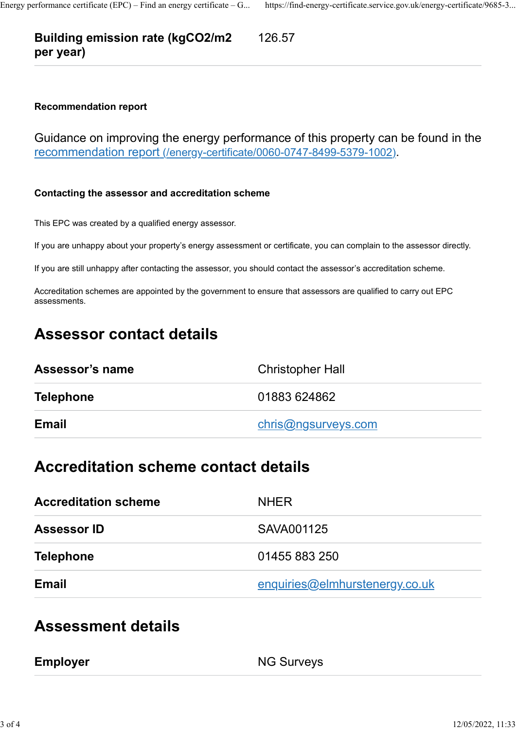| Building emission rate ($kgCO_2/m^2$ per year) | 126.57 |
| --- | --- |

### Recommendation report

Guidance on improving the energy performance of this property can be found in the [recommendation report (/energy-certificate/0060-0747-8499-5379-1002)](/energy-certificate/0060-0747-8499-5379-1002).

### Contacting the assessor and accreditation scheme

This EPC was created by a qualified energy assessor.

If you are unhappy about your property's energy assessment or certificate, you can complain to the assessor directly.

If you are still unhappy after contacting the assessor, you should contact the assessor's accreditation scheme.

Accreditation schemes are appointed by the government to ensure that assessors are qualified to carry out EPC assessments.

## Assessor contact details

| Assessor's name | Christopher Hall |
| --- | --- |
| Telephone | 01883 624862 |
| Email | chris@ngsurveys.com |

## Accreditation scheme contact details

| Accreditation scheme | NHER |
| --- | --- |
| Assessor ID | SAVA001125 |
| Telephone | 01455 883 250 |
| Email | enquiries@elmhurstenergy.co.uk |

## Assessment details

| Employer | NG Surveys |
| --- | --- |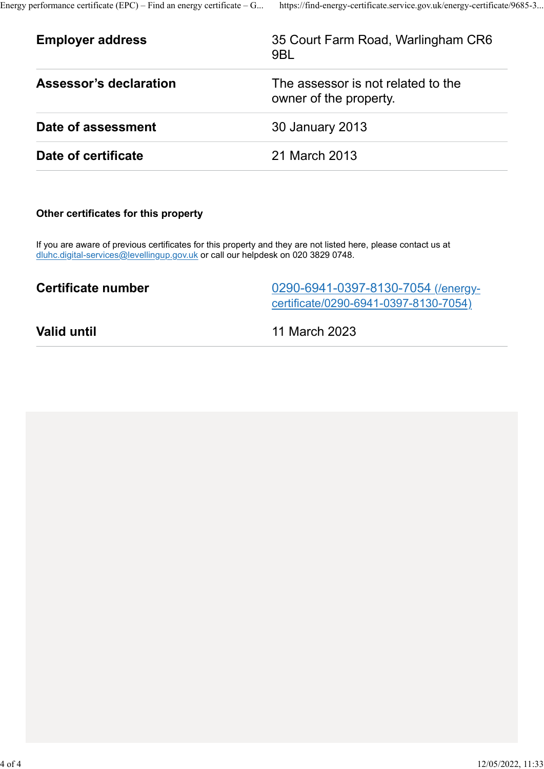| | |
|---|---|
| **Employer address** | 35 Court Farm Road, Warlingham CR6 9BL |
| **Assessor's declaration** | The assessor is not related to the owner of the property. |
| **Date of assessment** | 30 January 2013 |
| **Date of certificate** | 21 March 2013 |

### Other certificates for this property

If you are aware of previous certificates for this property and they are not listed here, please contact us at dluhc.digital-services@levellingup.gov.uk or call our helpdesk on 020 3829 0748.

| | |
|---|---|
| **Certificate number** | 0290-6941-0397-8130-7054 (/energy-certificate/0290-6941-0397-8130-7054) |
| **Valid until** | 11 March 2023 |